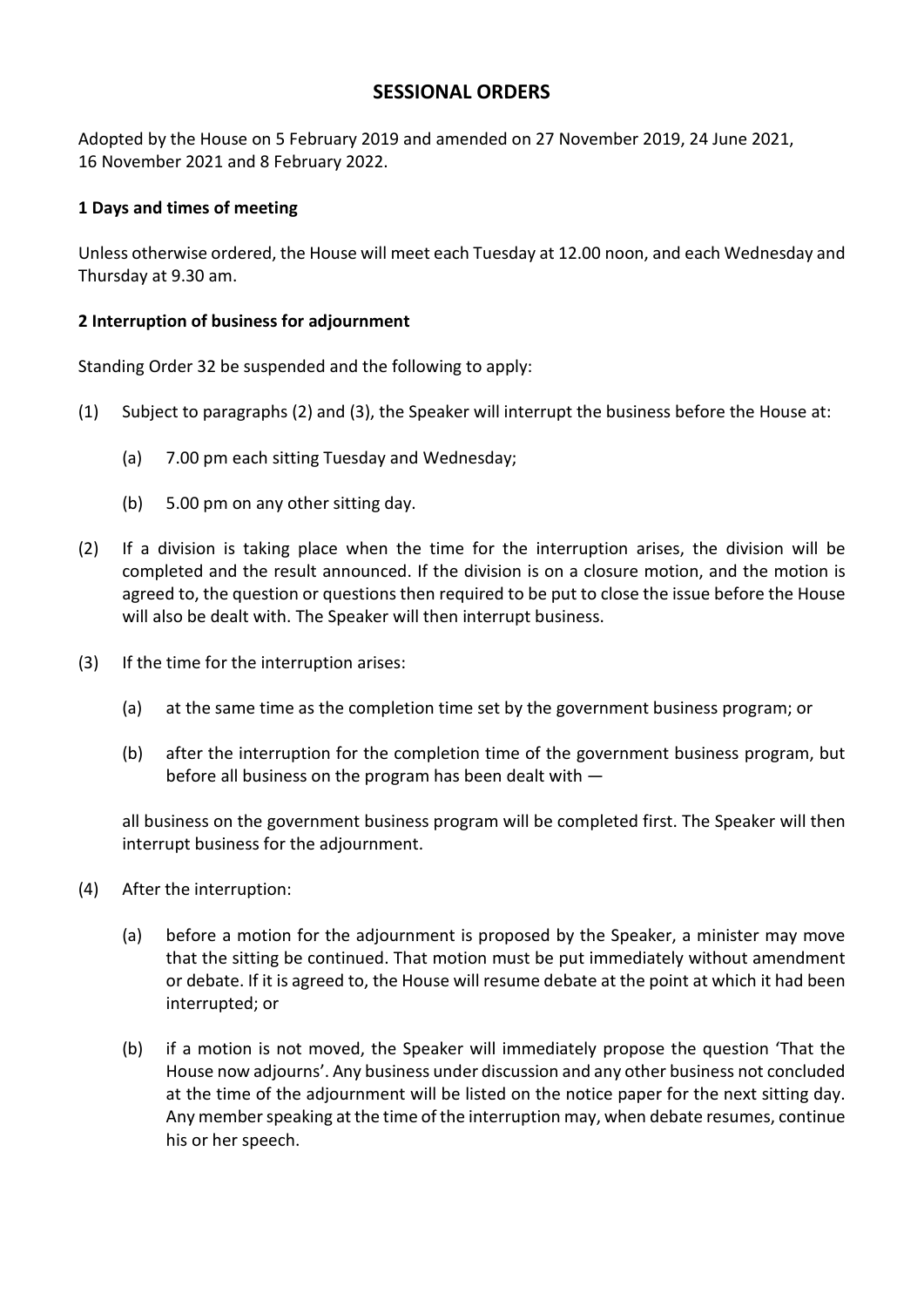# SESSIONAL ORDERS

Adopted by the House on 5 February 2019 and amended on 27 November 2019, 24 June 2021, 16 November 2021 and 8 February 2022.

**1 Days and times of meeting**

Unless otherwise ordered, the House will meet each Tuesday at 12.00 noon, and each Wednesday and Thursday at 9.30 am.

**2 Interruption of business for adjournment**

Standing Order 32 be suspended and the following to apply:

(1) Subject to paragraphs (2) and (3), the Speaker will interrupt the business before the House at:

  (a) 7.00 pm each sitting Tuesday and Wednesday;

  (b) 5.00 pm on any other sitting day.

(2) If a division is taking place when the time for the interruption arises, the division will be completed and the result announced. If the division is on a closure motion, and the motion is agreed to, the question or questions then required to be put to close the issue before the House will also be dealt with. The Speaker will then interrupt business.

(3) If the time for the interruption arises:

  (a) at the same time as the completion time set by the government business program; or

  (b) after the interruption for the completion time of the government business program, but before all business on the program has been dealt with —

  all business on the government business program will be completed first. The Speaker will then interrupt business for the adjournment.

(4) After the interruption:

  (a) before a motion for the adjournment is proposed by the Speaker, a minister may move that the sitting be continued. That motion must be put immediately without amendment or debate. If it is agreed to, the House will resume debate at the point at which it had been interrupted; or

  (b) if a motion is not moved, the Speaker will immediately propose the question 'That the House now adjourns'. Any business under discussion and any other business not concluded at the time of the adjournment will be listed on the notice paper for the next sitting day. Any member speaking at the time of the interruption may, when debate resumes, continue his or her speech.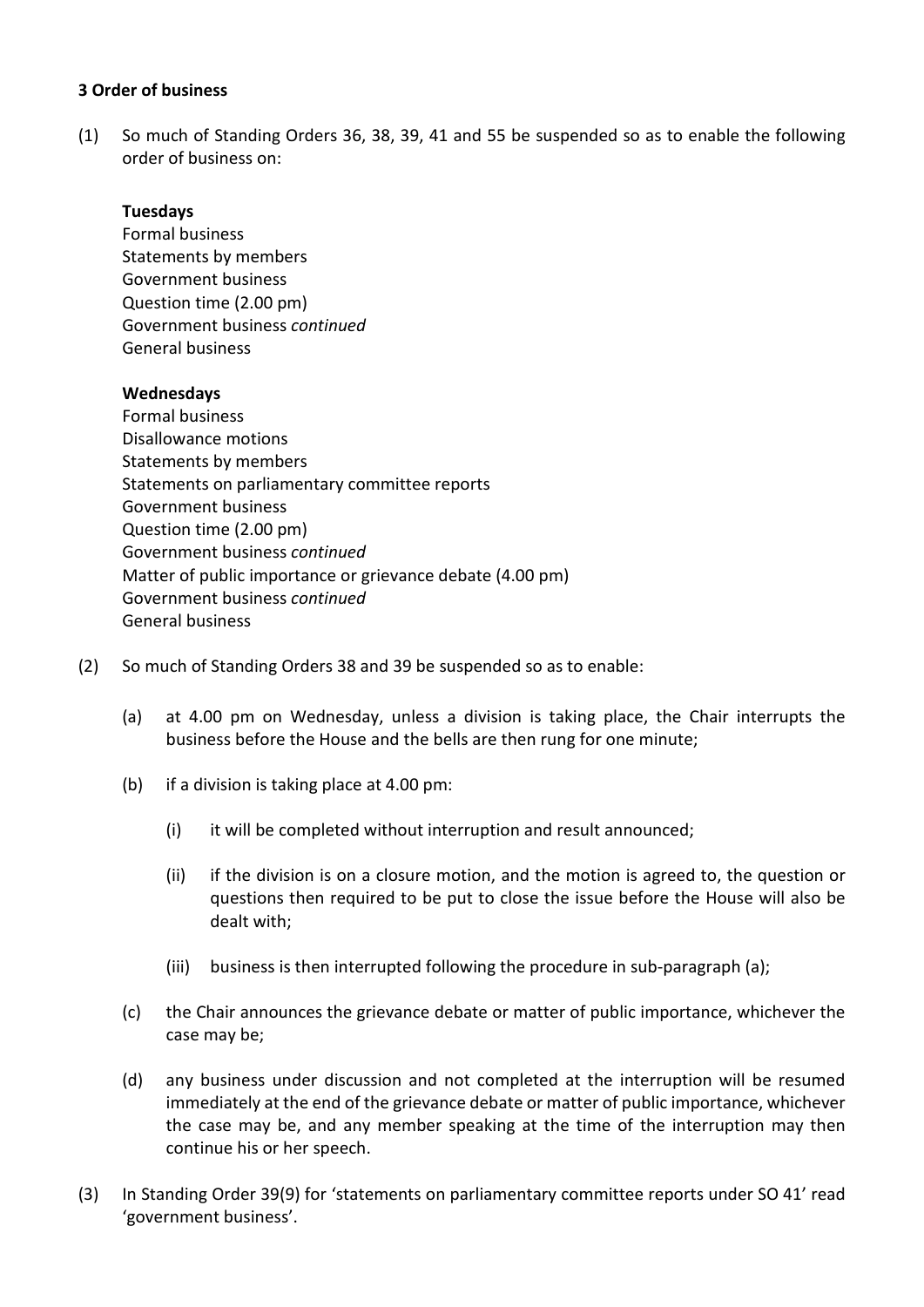**3 Order of business**

(1) So much of Standing Orders 36, 38, 39, 41 and 55 be suspended so as to enable the following order of business on:

**Tuesdays**
Formal business
Statements by members
Government business
Question time (2.00 pm)
Government business *continued*
General business

**Wednesdays**
Formal business
Disallowance motions
Statements by members
Statements on parliamentary committee reports
Government business
Question time (2.00 pm)
Government business *continued*
Matter of public importance or grievance debate (4.00 pm)
Government business *continued*
General business

(2) So much of Standing Orders 38 and 39 be suspended so as to enable:

- (a) at 4.00 pm on Wednesday, unless a division is taking place, the Chair interrupts the business before the House and the bells are then rung for one minute;
- (b) if a division is taking place at 4.00 pm:
  - (i) it will be completed without interruption and result announced;
  - (ii) if the division is on a closure motion, and the motion is agreed to, the question or questions then required to be put to close the issue before the House will also be dealt with;
  - (iii) business is then interrupted following the procedure in sub-paragraph (a);
- (c) the Chair announces the grievance debate or matter of public importance, whichever the case may be;
- (d) any business under discussion and not completed at the interruption will be resumed immediately at the end of the grievance debate or matter of public importance, whichever the case may be, and any member speaking at the time of the interruption may then continue his or her speech.

(3) In Standing Order 39(9) for 'statements on parliamentary committee reports under SO 41' read 'government business'.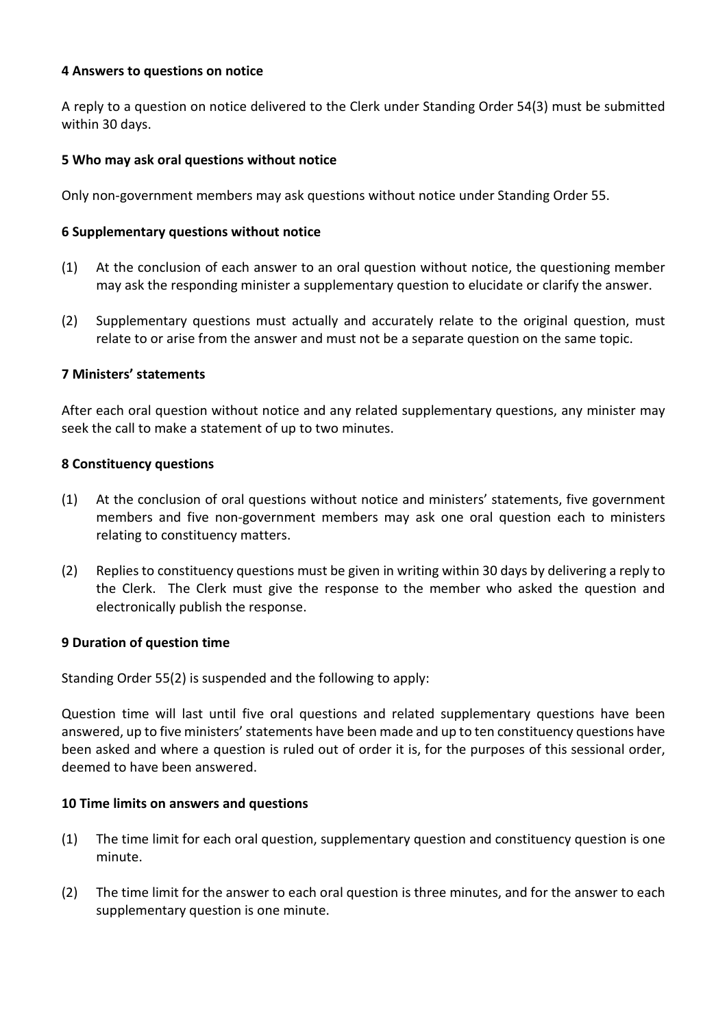### 4 Answers to questions on notice

A reply to a question on notice delivered to the Clerk under Standing Order 54(3) must be submitted within 30 days.

### 5 Who may ask oral questions without notice

Only non-government members may ask questions without notice under Standing Order 55.

### 6 Supplementary questions without notice

(1) At the conclusion of each answer to an oral question without notice, the questioning member may ask the responding minister a supplementary question to elucidate or clarify the answer.

(2) Supplementary questions must actually and accurately relate to the original question, must relate to or arise from the answer and must not be a separate question on the same topic.

### 7 Ministers' statements

After each oral question without notice and any related supplementary questions, any minister may seek the call to make a statement of up to two minutes.

### 8 Constituency questions

(1) At the conclusion of oral questions without notice and ministers' statements, five government members and five non-government members may ask one oral question each to ministers relating to constituency matters.

(2) Replies to constituency questions must be given in writing within 30 days by delivering a reply to the Clerk. The Clerk must give the response to the member who asked the question and electronically publish the response.

### 9 Duration of question time

Standing Order 55(2) is suspended and the following to apply:

Question time will last until five oral questions and related supplementary questions have been answered, up to five ministers' statements have been made and up to ten constituency questions have been asked and where a question is ruled out of order it is, for the purposes of this sessional order, deemed to have been answered.

### 10 Time limits on answers and questions

(1) The time limit for each oral question, supplementary question and constituency question is one minute.

(2) The time limit for the answer to each oral question is three minutes, and for the answer to each supplementary question is one minute.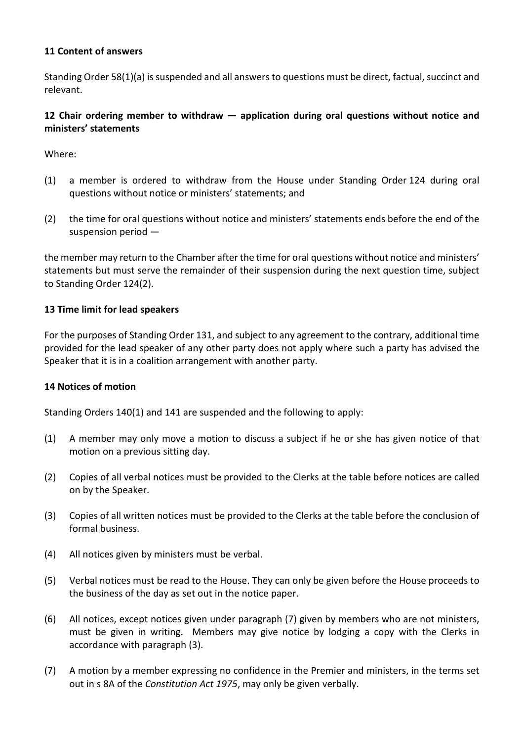**11 Content of answers**

Standing Order 58(1)(a) is suspended and all answers to questions must be direct, factual, succinct and relevant.

**12 Chair ordering member to withdraw — application during oral questions without notice and ministers' statements**

Where:

(1) a member is ordered to withdraw from the House under Standing Order 124 during oral questions without notice or ministers' statements; and

(2) the time for oral questions without notice and ministers' statements ends before the end of the suspension period —

the member may return to the Chamber after the time for oral questions without notice and ministers' statements but must serve the remainder of their suspension during the next question time, subject to Standing Order 124(2).

**13 Time limit for lead speakers**

For the purposes of Standing Order 131, and subject to any agreement to the contrary, additional time provided for the lead speaker of any other party does not apply where such a party has advised the Speaker that it is in a coalition arrangement with another party.

**14 Notices of motion**

Standing Orders 140(1) and 141 are suspended and the following to apply:

(1) A member may only move a motion to discuss a subject if he or she has given notice of that motion on a previous sitting day.

(2) Copies of all verbal notices must be provided to the Clerks at the table before notices are called on by the Speaker.

(3) Copies of all written notices must be provided to the Clerks at the table before the conclusion of formal business.

(4) All notices given by ministers must be verbal.

(5) Verbal notices must be read to the House. They can only be given before the House proceeds to the business of the day as set out in the notice paper.

(6) All notices, except notices given under paragraph (7) given by members who are not ministers, must be given in writing. Members may give notice by lodging a copy with the Clerks in accordance with paragraph (3).

(7) A motion by a member expressing no confidence in the Premier and ministers, in the terms set out in s 8A of the *Constitution Act 1975*, may only be given verbally.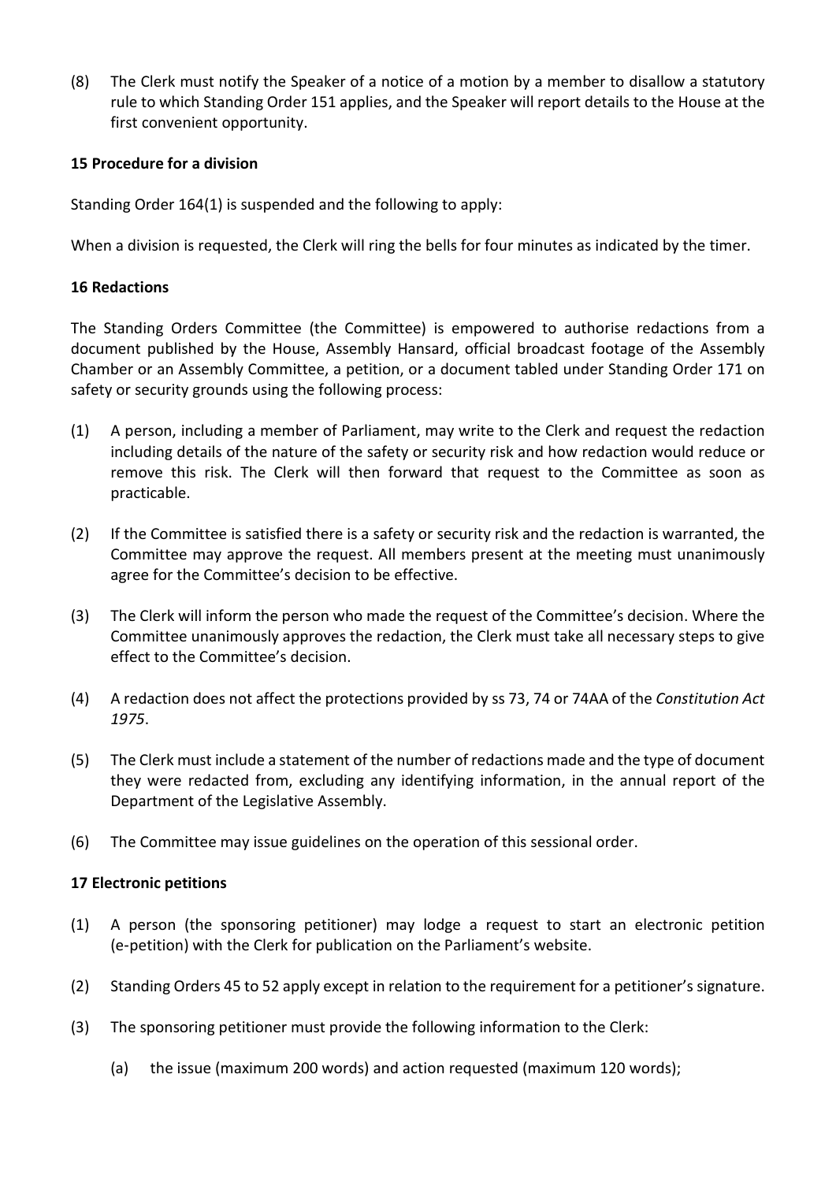(8) The Clerk must notify the Speaker of a notice of a motion by a member to disallow a statutory rule to which Standing Order 151 applies, and the Speaker will report details to the House at the first convenient opportunity.

### 15 Procedure for a division

Standing Order 164(1) is suspended and the following to apply:

When a division is requested, the Clerk will ring the bells for four minutes as indicated by the timer.

### 16 Redactions

The Standing Orders Committee (the Committee) is empowered to authorise redactions from a document published by the House, Assembly Hansard, official broadcast footage of the Assembly Chamber or an Assembly Committee, a petition, or a document tabled under Standing Order 171 on safety or security grounds using the following process:

(1) A person, including a member of Parliament, may write to the Clerk and request the redaction including details of the nature of the safety or security risk and how redaction would reduce or remove this risk. The Clerk will then forward that request to the Committee as soon as practicable.

(2) If the Committee is satisfied there is a safety or security risk and the redaction is warranted, the Committee may approve the request. All members present at the meeting must unanimously agree for the Committee's decision to be effective.

(3) The Clerk will inform the person who made the request of the Committee's decision. Where the Committee unanimously approves the redaction, the Clerk must take all necessary steps to give effect to the Committee's decision.

(4) A redaction does not affect the protections provided by ss 73, 74 or 74AA of the *Constitution Act 1975*.

(5) The Clerk must include a statement of the number of redactions made and the type of document they were redacted from, excluding any identifying information, in the annual report of the Department of the Legislative Assembly.

(6) The Committee may issue guidelines on the operation of this sessional order.

### 17 Electronic petitions

(1) A person (the sponsoring petitioner) may lodge a request to start an electronic petition (e-petition) with the Clerk for publication on the Parliament's website.

(2) Standing Orders 45 to 52 apply except in relation to the requirement for a petitioner's signature.

(3) The sponsoring petitioner must provide the following information to the Clerk:

   (a) the issue (maximum 200 words) and action requested (maximum 120 words);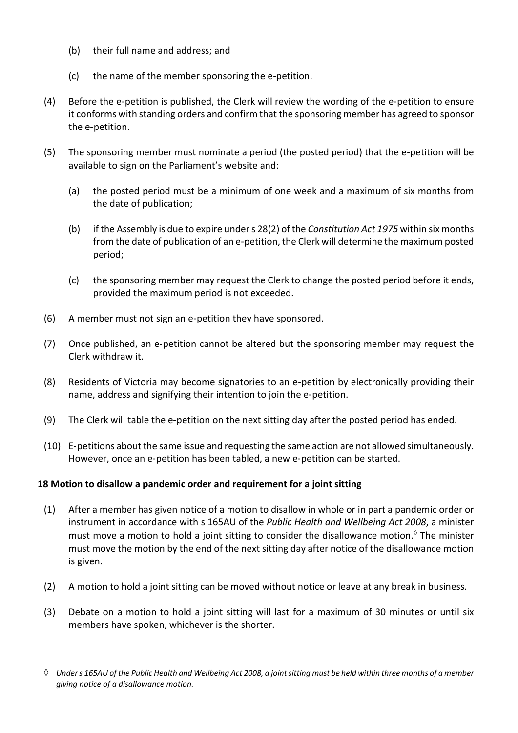(b) their full name and address; and

(c) the name of the member sponsoring the e-petition.

(4) Before the e-petition is published, the Clerk will review the wording of the e-petition to ensure it conforms with standing orders and confirm that the sponsoring member has agreed to sponsor the e-petition.

(5) The sponsoring member must nominate a period (the posted period) that the e-petition will be available to sign on the Parliament's website and:

(a) the posted period must be a minimum of one week and a maximum of six months from the date of publication;

(b) if the Assembly is due to expire under s 28(2) of the *Constitution Act 1975* within six months from the date of publication of an e-petition, the Clerk will determine the maximum posted period;

(c) the sponsoring member may request the Clerk to change the posted period before it ends, provided the maximum period is not exceeded.

(6) A member must not sign an e-petition they have sponsored.

(7) Once published, an e-petition cannot be altered but the sponsoring member may request the Clerk withdraw it.

(8) Residents of Victoria may become signatories to an e-petition by electronically providing their name, address and signifying their intention to join the e-petition.

(9) The Clerk will table the e-petition on the next sitting day after the posted period has ended.

(10) E-petitions about the same issue and requesting the same action are not allowed simultaneously. However, once an e-petition has been tabled, a new e-petition can be started.

**18 Motion to disallow a pandemic order and requirement for a joint sitting**

(1) After a member has given notice of a motion to disallow in whole or in part a pandemic order or instrument in accordance with s 165AU of the *Public Health and Wellbeing Act 2008*, a minister must move a motion to hold a joint sitting to consider the disallowance motion.[◊] The minister must move the motion by the end of the next sitting day after notice of the disallowance motion is given.

(2) A motion to hold a joint sitting can be moved without notice or leave at any break in business.

(3) Debate on a motion to hold a joint sitting will last for a maximum of 30 minutes or until six members have spoken, whichever is the shorter.

---

◊ *Under s 165AU of the Public Health and Wellbeing Act 2008, a joint sitting must be held within three months of a member giving notice of a disallowance motion.*